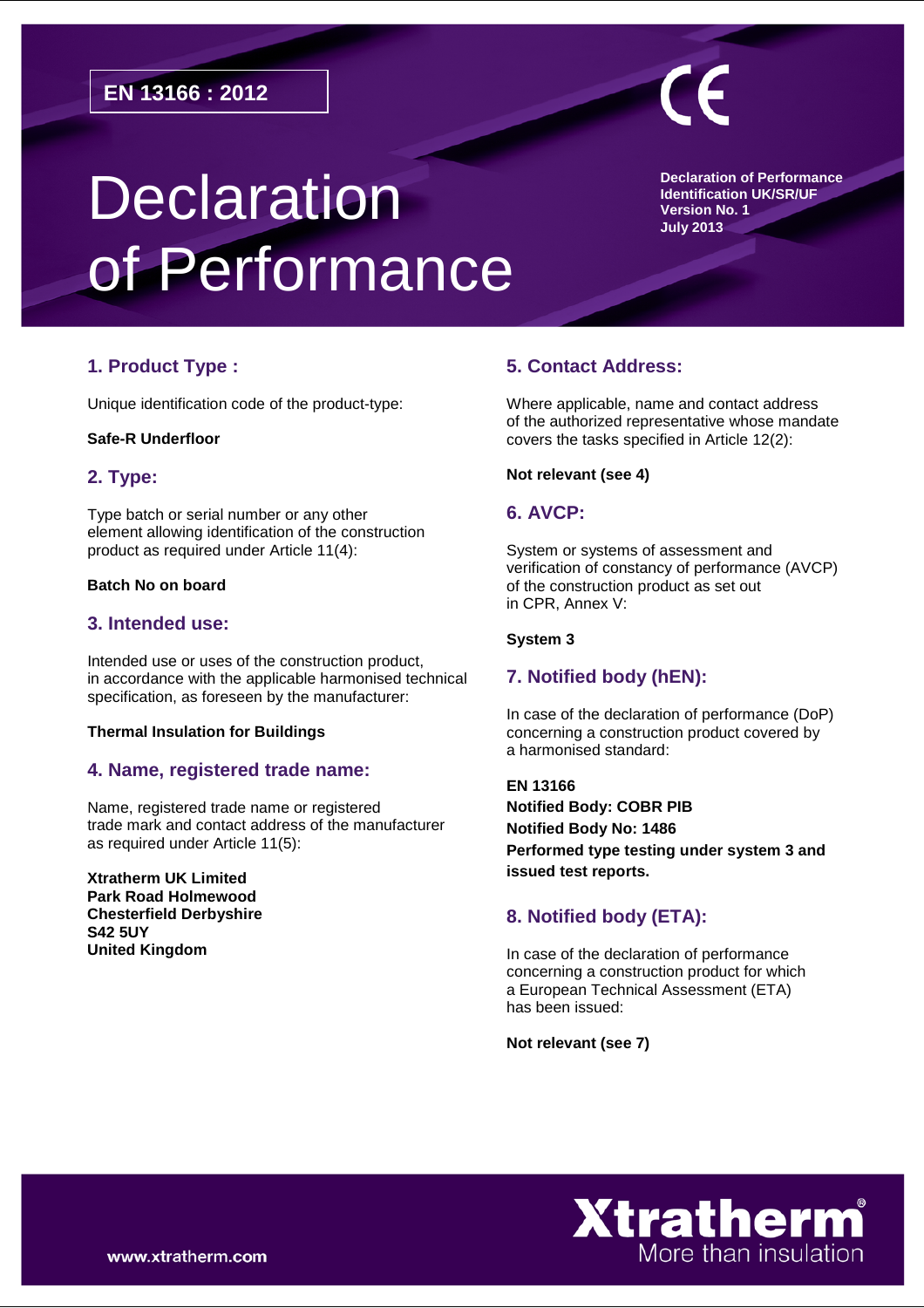**EN 13166 : 2012**

CE

# Declaration of Performance

**Declaration of Performance**
**Identification UK/SR/UF**
**Version No. 1**
**July 2013**

## 1. Product Type :

Unique identification code of the product-type:

**Safe-R Underfloor**

## 2. Type:

Type batch or serial number or any other element allowing identification of the construction product as required under Article 11(4):

**Batch No on board**

## 3. Intended use:

Intended use or uses of the construction product, in accordance with the applicable harmonised technical specification, as foreseen by the manufacturer:

**Thermal Insulation for Buildings**

## 4. Name, registered trade name:

Name, registered trade name or registered trade mark and contact address of the manufacturer as required under Article 11(5):

**Xtratherm UK Limited**
**Park Road Holmewood**
**Chesterfield Derbyshire**
**S42 5UY**
**United Kingdom**

## 5. Contact Address:

Where applicable, name and contact address of the authorized representative whose mandate covers the tasks specified in Article 12(2):

**Not relevant (see 4)**

## 6. AVCP:

System or systems of assessment and verification of constancy of performance (AVCP) of the construction product as set out in CPR, Annex V:

**System 3**

## 7. Notified body (hEN):

In case of the declaration of performance (DoP) concerning a construction product covered by a harmonised standard:

**EN 13166**
**Notified Body: COBR PIB**
**Notified Body No: 1486**
**Performed type testing under system 3 and issued test reports.**

## 8. Notified body (ETA):

In case of the declaration of performance concerning a construction product for which a European Technical Assessment (ETA) has been issued:

**Not relevant (see 7)**

www.xtratherm.com

Xtratherm® More than insulation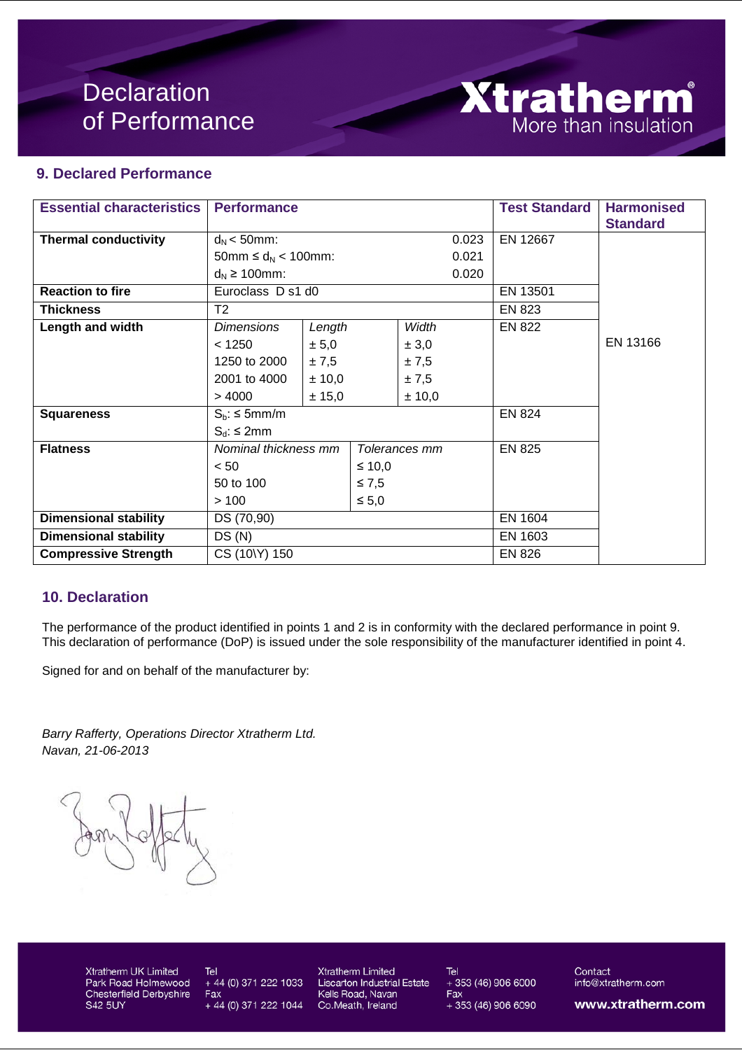# Declaration of Performance

## 9. Declared Performance

| Essential characteristics | Performance | | | Test Standard | Harmonised Standard |
|---|---|---|---|---|---|
| **Thermal conductivity** | $d_N < 50$mm: | | 0.023 | EN 12667 | EN 13166 |
| | $50\text{mm} \leq d_N < 100$mm: | | 0.021 | | |
| | $d_N \geq 100$mm: | | 0.020 | | |
| **Reaction to fire** | Euroclass D s1 d0 | | | EN 13501 | |
| **Thickness** | T2 | | | EN 823 | |
| **Length and width** | *Dimensions* | *Length* | *Width* | EN 822 | |
| | < 1250 | ± 5,0 | ± 3,0 | | |
| | 1250 to 2000 | ± 7,5 | ± 7,5 | | |
| | 2001 to 4000 | ± 10,0 | ± 7,5 | | |
| | > 4000 | ± 15,0 | ± 10,0 | | |
| **Squareness** | $S_b$: ≤ 5mm/m | | | EN 824 | |
| | $S_d$: ≤ 2mm | | | | |
| **Flatness** | *Nominal thickness mm* | *Tolerances mm* | | EN 825 | |
| | < 50 | ≤ 10,0 | | | |
| | 50 to 100 | ≤ 7,5 | | | |
| | > 100 | ≤ 5,0 | | | |
| **Dimensional stability** | DS (70,90) | | | EN 1604 | |
| **Dimensional stability** | DS (N) | | | EN 1603 | |
| **Compressive Strength** | CS (10\Y) 150 | | | EN 826 | |

## 10. Declaration

The performance of the product identified in points 1 and 2 is in conformity with the declared performance in point 9.
This declaration of performance (DoP) is issued under the sole responsibility of the manufacturer identified in point 4.

Signed for and on behalf of the manufacturer by:

*Barry Rafferty, Operations Director Xtratherm Ltd.*
*Navan, 21-06-2013*

Xtratherm UK Limited
Park Road Holmewood
Chesterfield Derbyshire
S42 5UY

Tel
+ 44 (0) 371 222 1033
Fax
+ 44 (0) 371 222 1044

Xtratherm Limited
Liscarton Industrial Estate
Kells Road, Navan
Co.Meath, Ireland

Tel
+ 353 (46) 906 6000
Fax
+ 353 (46) 906 6090

Contact
info@xtratherm.com

**www.xtratherm.com**